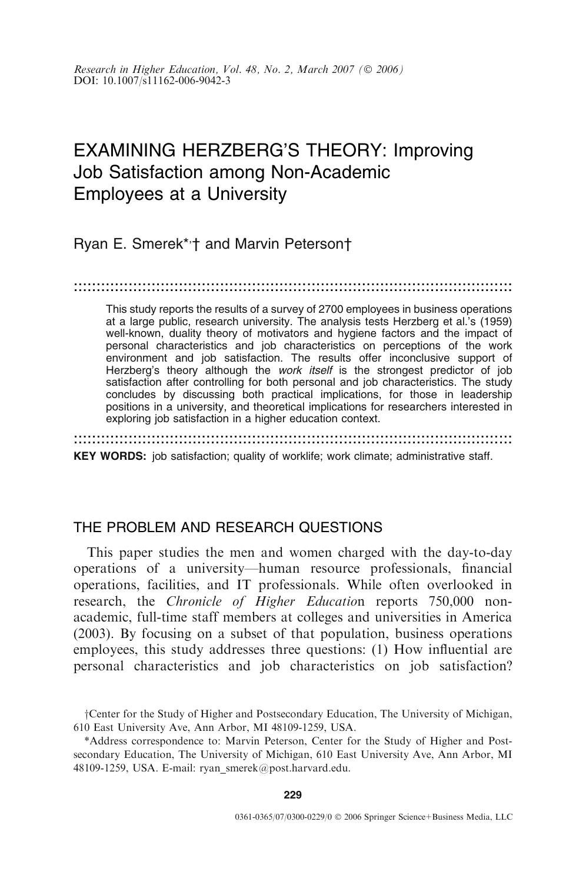Research in Higher Education, Vol. 48, No. 2, March 2007 (© 2006)
DOI: 10.1007/s11162-006-9042-3

# EXAMINING HERZBERG'S THEORY: Improving Job Satisfaction among Non-Academic Employees at a University

Ryan E. Smerek*,† and Marvin Peterson†

This study reports the results of a survey of 2700 employees in business operations at a large public, research university. The analysis tests Herzberg et al.'s (1959) well-known, duality theory of motivators and hygiene factors and the impact of personal characteristics and job characteristics on perceptions of the work environment and job satisfaction. The results offer inconclusive support of Herzberg's theory although the *work itself* is the strongest predictor of job satisfaction after controlling for both personal and job characteristics. The study concludes by discussing both practical implications, for those in leadership positions in a university, and theoretical implications for researchers interested in exploring job satisfaction in a higher education context.

**KEY WORDS:** job satisfaction; quality of worklife; work climate; administrative staff.

## THE PROBLEM AND RESEARCH QUESTIONS

This paper studies the men and women charged with the day-to-day operations of a university—human resource professionals, financial operations, facilities, and IT professionals. While often overlooked in research, the *Chronicle of Higher Education* reports 750,000 non-academic, full-time staff members at colleges and universities in America (2003). By focusing on a subset of that population, business operations employees, this study addresses three questions: (1) How influential are personal characteristics and job characteristics on job satisfaction?

†Center for the Study of Higher and Postsecondary Education, The University of Michigan, 610 East University Ave, Ann Arbor, MI 48109-1259, USA.

*Address correspondence to: Marvin Peterson, Center for the Study of Higher and Postsecondary Education, The University of Michigan, 610 East University Ave, Ann Arbor, MI 48109-1259, USA. E-mail: ryan_smerek@post.harvard.edu.

0361-0365/07/0300-0229/0 © 2006 Springer Science+Business Media, LLC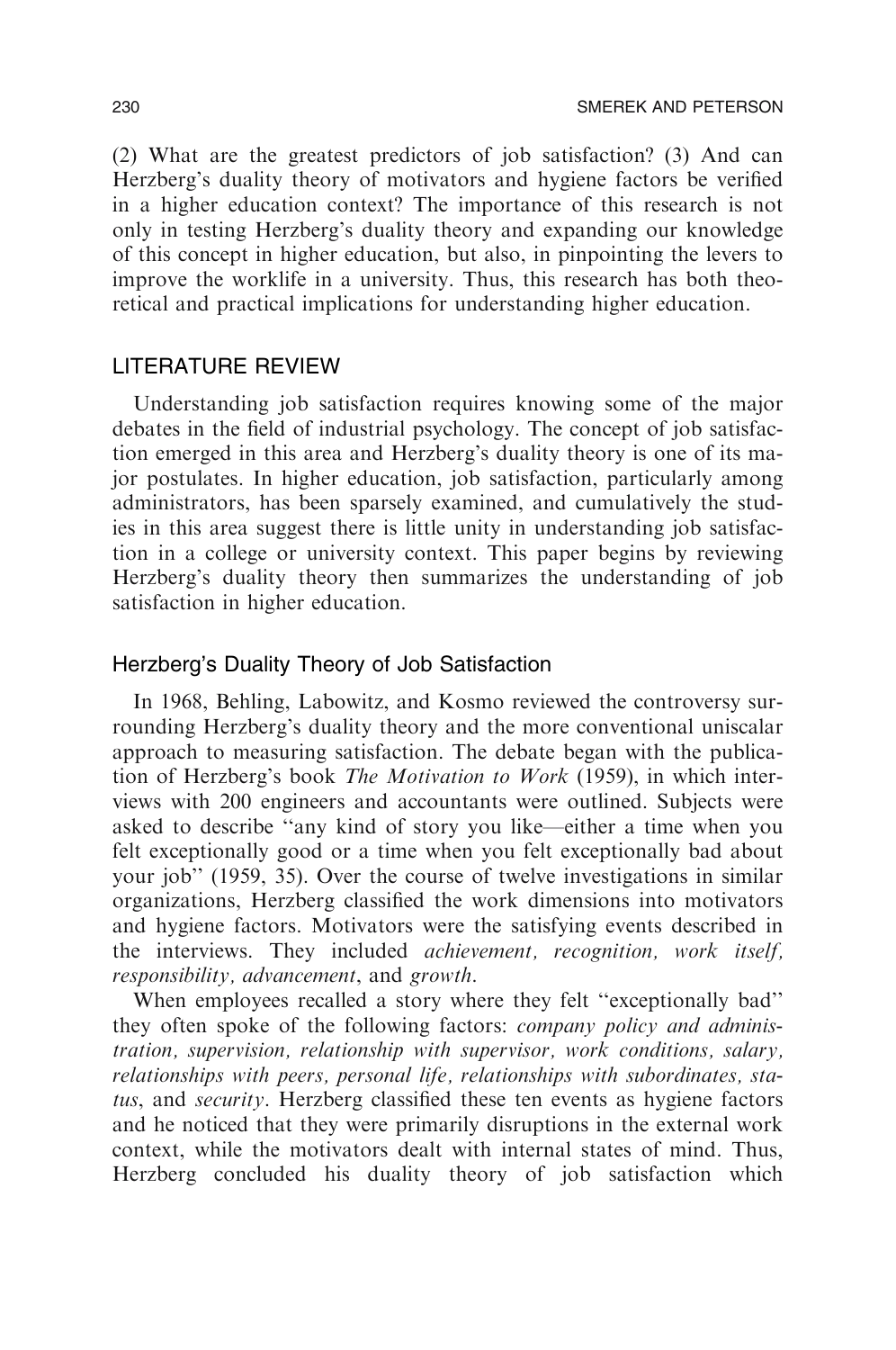(2) What are the greatest predictors of job satisfaction? (3) And can Herzberg's duality theory of motivators and hygiene factors be verified in a higher education context? The importance of this research is not only in testing Herzberg's duality theory and expanding our knowledge of this concept in higher education, but also, in pinpointing the levers to improve the worklife in a university. Thus, this research has both theoretical and practical implications for understanding higher education.

## LITERATURE REVIEW

Understanding job satisfaction requires knowing some of the major debates in the field of industrial psychology. The concept of job satisfaction emerged in this area and Herzberg's duality theory is one of its major postulates. In higher education, job satisfaction, particularly among administrators, has been sparsely examined, and cumulatively the studies in this area suggest there is little unity in understanding job satisfaction in a college or university context. This paper begins by reviewing Herzberg's duality theory then summarizes the understanding of job satisfaction in higher education.

### Herzberg's Duality Theory of Job Satisfaction

In 1968, Behling, Labowitz, and Kosmo reviewed the controversy surrounding Herzberg's duality theory and the more conventional uniscalar approach to measuring satisfaction. The debate began with the publication of Herzberg's book *The Motivation to Work* (1959), in which interviews with 200 engineers and accountants were outlined. Subjects were asked to describe "any kind of story you like—either a time when you felt exceptionally good or a time when you felt exceptionally bad about your job" (1959, 35). Over the course of twelve investigations in similar organizations, Herzberg classified the work dimensions into motivators and hygiene factors. Motivators were the satisfying events described in the interviews. They included *achievement, recognition, work itself, responsibility, advancement*, and *growth*.

When employees recalled a story where they felt "exceptionally bad" they often spoke of the following factors: *company policy and administration, supervision, relationship with supervisor, work conditions, salary, relationships with peers, personal life, relationships with subordinates, status*, and *security*. Herzberg classified these ten events as hygiene factors and he noticed that they were primarily disruptions in the external work context, while the motivators dealt with internal states of mind. Thus, Herzberg concluded his duality theory of job satisfaction which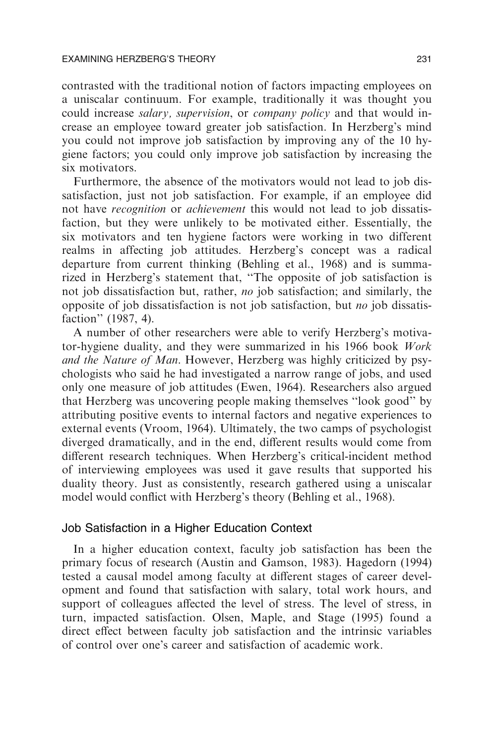contrasted with the traditional notion of factors impacting employees on a uniscalar continuum. For example, traditionally it was thought you could increase *salary, supervision*, or *company policy* and that would increase an employee toward greater job satisfaction. In Herzberg's mind you could not improve job satisfaction by improving any of the 10 hygiene factors; you could only improve job satisfaction by increasing the six motivators.

Furthermore, the absence of the motivators would not lead to job dissatisfaction, just not job satisfaction. For example, if an employee did not have *recognition* or *achievement* this would not lead to job dissatisfaction, but they were unlikely to be motivated either. Essentially, the six motivators and ten hygiene factors were working in two different realms in affecting job attitudes. Herzberg's concept was a radical departure from current thinking (Behling et al., 1968) and is summarized in Herzberg's statement that, "The opposite of job satisfaction is not job dissatisfaction but, rather, *no* job satisfaction; and similarly, the opposite of job dissatisfaction is not job satisfaction, but *no* job dissatisfaction" (1987, 4).

A number of other researchers were able to verify Herzberg's motivator-hygiene duality, and they were summarized in his 1966 book *Work and the Nature of Man*. However, Herzberg was highly criticized by psychologists who said he had investigated a narrow range of jobs, and used only one measure of job attitudes (Ewen, 1964). Researchers also argued that Herzberg was uncovering people making themselves "look good" by attributing positive events to internal factors and negative experiences to external events (Vroom, 1964). Ultimately, the two camps of psychologist diverged dramatically, and in the end, different results would come from different research techniques. When Herzberg's critical-incident method of interviewing employees was used it gave results that supported his duality theory. Just as consistently, research gathered using a uniscalar model would conflict with Herzberg's theory (Behling et al., 1968).

## Job Satisfaction in a Higher Education Context

In a higher education context, faculty job satisfaction has been the primary focus of research (Austin and Gamson, 1983). Hagedorn (1994) tested a causal model among faculty at different stages of career development and found that satisfaction with salary, total work hours, and support of colleagues affected the level of stress. The level of stress, in turn, impacted satisfaction. Olsen, Maple, and Stage (1995) found a direct effect between faculty job satisfaction and the intrinsic variables of control over one's career and satisfaction of academic work.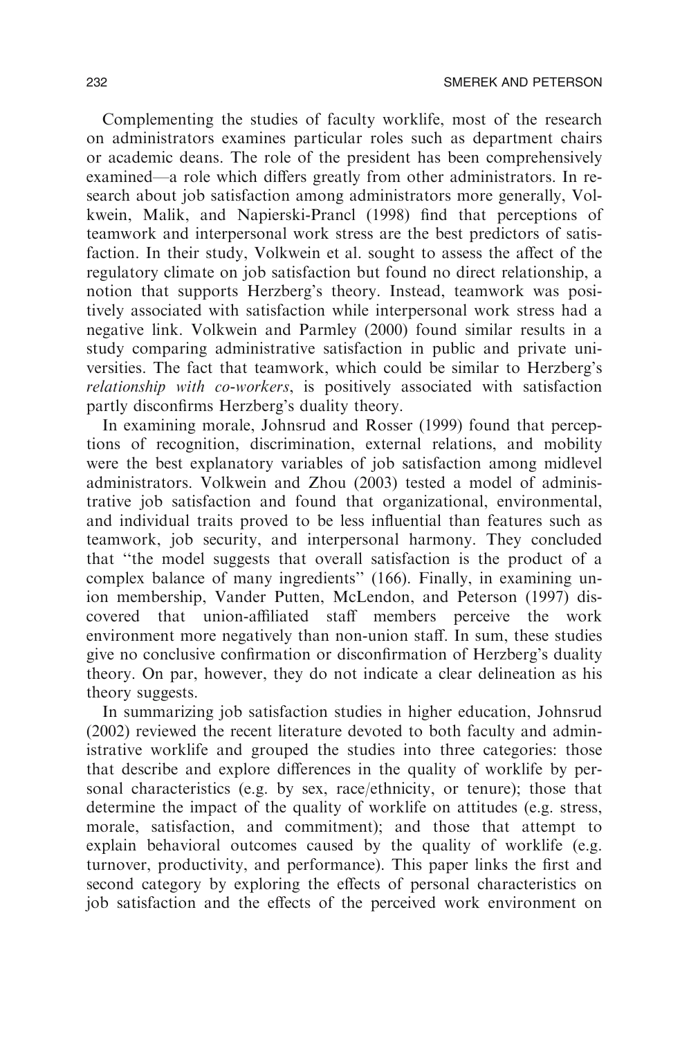Complementing the studies of faculty worklife, most of the research on administrators examines particular roles such as department chairs or academic deans. The role of the president has been comprehensively examined—a role which differs greatly from other administrators. In research about job satisfaction among administrators more generally, Volkwein, Malik, and Napierski-Prancl (1998) find that perceptions of teamwork and interpersonal work stress are the best predictors of satisfaction. In their study, Volkwein et al. sought to assess the affect of the regulatory climate on job satisfaction but found no direct relationship, a notion that supports Herzberg's theory. Instead, teamwork was positively associated with satisfaction while interpersonal work stress had a negative link. Volkwein and Parmley (2000) found similar results in a study comparing administrative satisfaction in public and private universities. The fact that teamwork, which could be similar to Herzberg's *relationship with co-workers*, is positively associated with satisfaction partly disconfirms Herzberg's duality theory.

In examining morale, Johnsrud and Rosser (1999) found that perceptions of recognition, discrimination, external relations, and mobility were the best explanatory variables of job satisfaction among midlevel administrators. Volkwein and Zhou (2003) tested a model of administrative job satisfaction and found that organizational, environmental, and individual traits proved to be less influential than features such as teamwork, job security, and interpersonal harmony. They concluded that "the model suggests that overall satisfaction is the product of a complex balance of many ingredients" (166). Finally, in examining union membership, Vander Putten, McLendon, and Peterson (1997) discovered that union-affiliated staff members perceive the work environment more negatively than non-union staff. In sum, these studies give no conclusive confirmation or disconfirmation of Herzberg's duality theory. On par, however, they do not indicate a clear delineation as his theory suggests.

In summarizing job satisfaction studies in higher education, Johnsrud (2002) reviewed the recent literature devoted to both faculty and administrative worklife and grouped the studies into three categories: those that describe and explore differences in the quality of worklife by personal characteristics (e.g. by sex, race/ethnicity, or tenure); those that determine the impact of the quality of worklife on attitudes (e.g. stress, morale, satisfaction, and commitment); and those that attempt to explain behavioral outcomes caused by the quality of worklife (e.g. turnover, productivity, and performance). This paper links the first and second category by exploring the effects of personal characteristics on job satisfaction and the effects of the perceived work environment on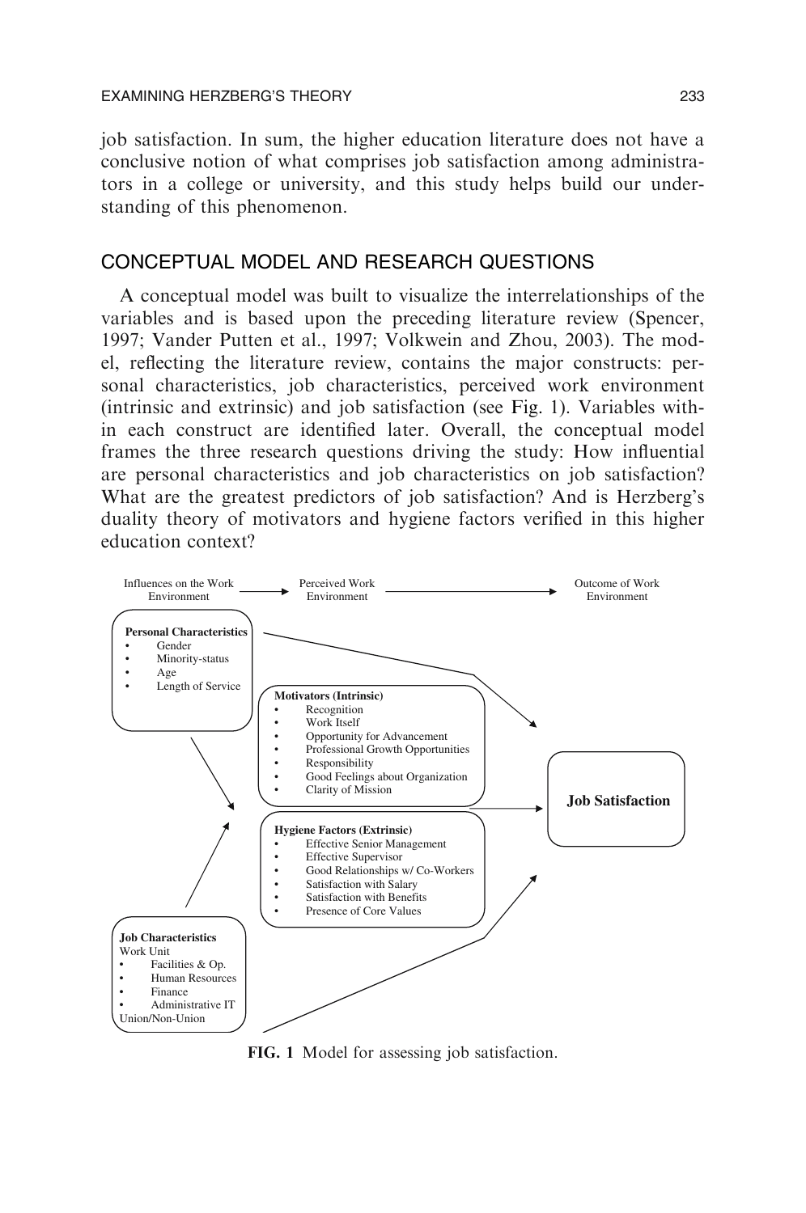job satisfaction. In sum, the higher education literature does not have a conclusive notion of what comprises job satisfaction among administrators in a college or university, and this study helps build our understanding of this phenomenon.

## CONCEPTUAL MODEL AND RESEARCH QUESTIONS

A conceptual model was built to visualize the interrelationships of the variables and is based upon the preceding literature review (Spencer, 1997; Vander Putten et al., 1997; Volkwein and Zhou, 2003). The model, reflecting the literature review, contains the major constructs: personal characteristics, job characteristics, perceived work environment (intrinsic and extrinsic) and job satisfaction (see Fig. 1). Variables within each construct are identified later. Overall, the conceptual model frames the three research questions driving the study: How influential are personal characteristics and job characteristics on job satisfaction? What are the greatest predictors of job satisfaction? And is Herzberg's duality theory of motivators and hygiene factors verified in this higher education context?

Influences on the Work Environment → Perceived Work Environment → Outcome of Work Environment

**Personal Characteristics**
- Gender
- Minority-status
- Age
- Length of Service

**Motivators (Intrinsic)**
- Recognition
- Work Itself
- Opportunity for Advancement
- Professional Growth Opportunities
- Responsibility
- Good Feelings about Organization
- Clarity of Mission

**Hygiene Factors (Extrinsic)**
- Effective Senior Management
- Effective Supervisor
- Good Relationships w/ Co-Workers
- Satisfaction with Salary
- Satisfaction with Benefits
- Presence of Core Values

**Job Characteristics**
Work Unit
- Facilities & Op.
- Human Resources
- Finance
- Administrative IT

Union/Non-Union

**Job Satisfaction**

**FIG. 1** Model for assessing job satisfaction.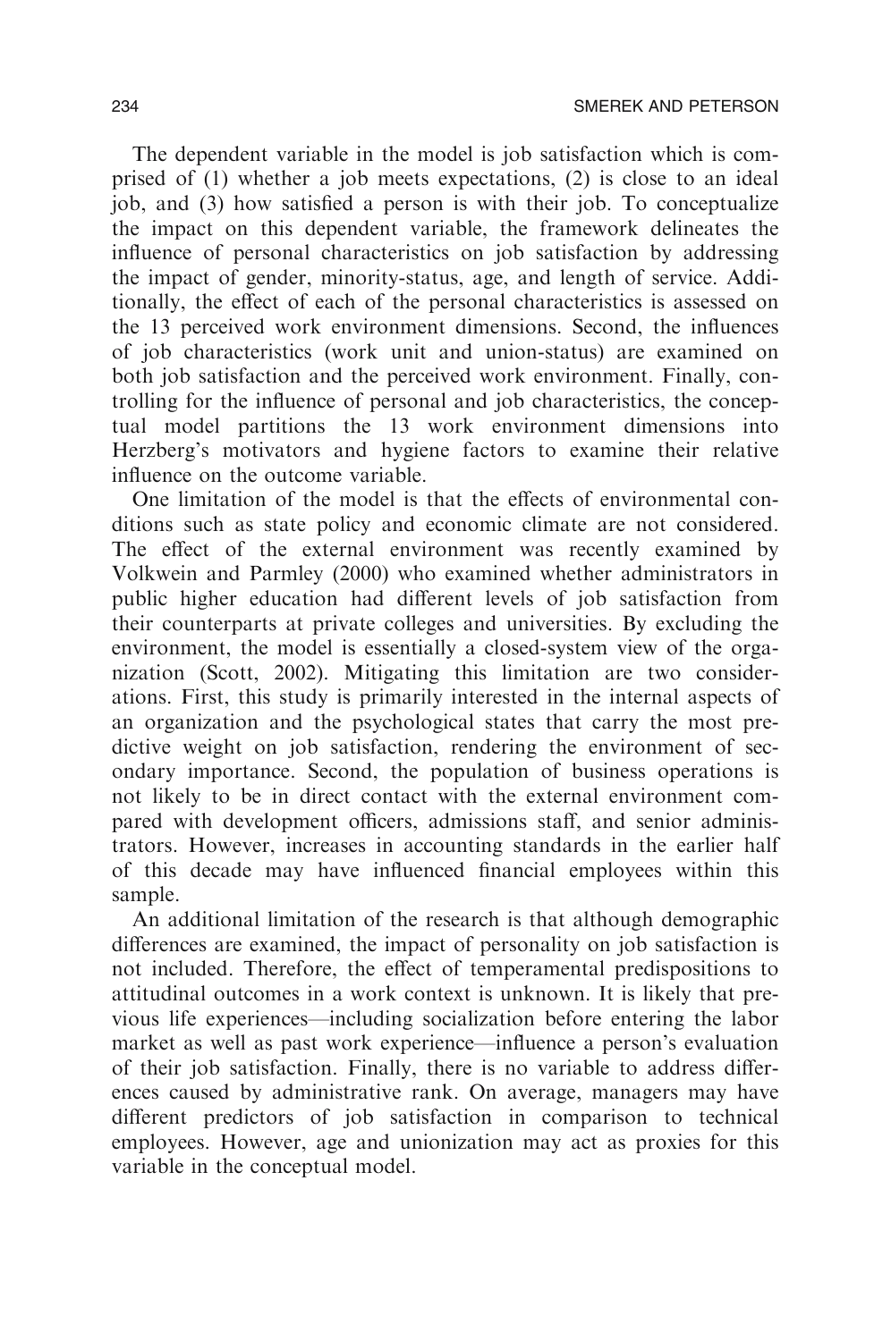The dependent variable in the model is job satisfaction which is comprised of (1) whether a job meets expectations, (2) is close to an ideal job, and (3) how satisfied a person is with their job. To conceptualize the impact on this dependent variable, the framework delineates the influence of personal characteristics on job satisfaction by addressing the impact of gender, minority-status, age, and length of service. Additionally, the effect of each of the personal characteristics is assessed on the 13 perceived work environment dimensions. Second, the influences of job characteristics (work unit and union-status) are examined on both job satisfaction and the perceived work environment. Finally, controlling for the influence of personal and job characteristics, the conceptual model partitions the 13 work environment dimensions into Herzberg's motivators and hygiene factors to examine their relative influence on the outcome variable.

One limitation of the model is that the effects of environmental conditions such as state policy and economic climate are not considered. The effect of the external environment was recently examined by Volkwein and Parmley (2000) who examined whether administrators in public higher education had different levels of job satisfaction from their counterparts at private colleges and universities. By excluding the environment, the model is essentially a closed-system view of the organization (Scott, 2002). Mitigating this limitation are two considerations. First, this study is primarily interested in the internal aspects of an organization and the psychological states that carry the most predictive weight on job satisfaction, rendering the environment of secondary importance. Second, the population of business operations is not likely to be in direct contact with the external environment compared with development officers, admissions staff, and senior administrators. However, increases in accounting standards in the earlier half of this decade may have influenced financial employees within this sample.

An additional limitation of the research is that although demographic differences are examined, the impact of personality on job satisfaction is not included. Therefore, the effect of temperamental predispositions to attitudinal outcomes in a work context is unknown. It is likely that previous life experiences—including socialization before entering the labor market as well as past work experience—influence a person's evaluation of their job satisfaction. Finally, there is no variable to address differences caused by administrative rank. On average, managers may have different predictors of job satisfaction in comparison to technical employees. However, age and unionization may act as proxies for this variable in the conceptual model.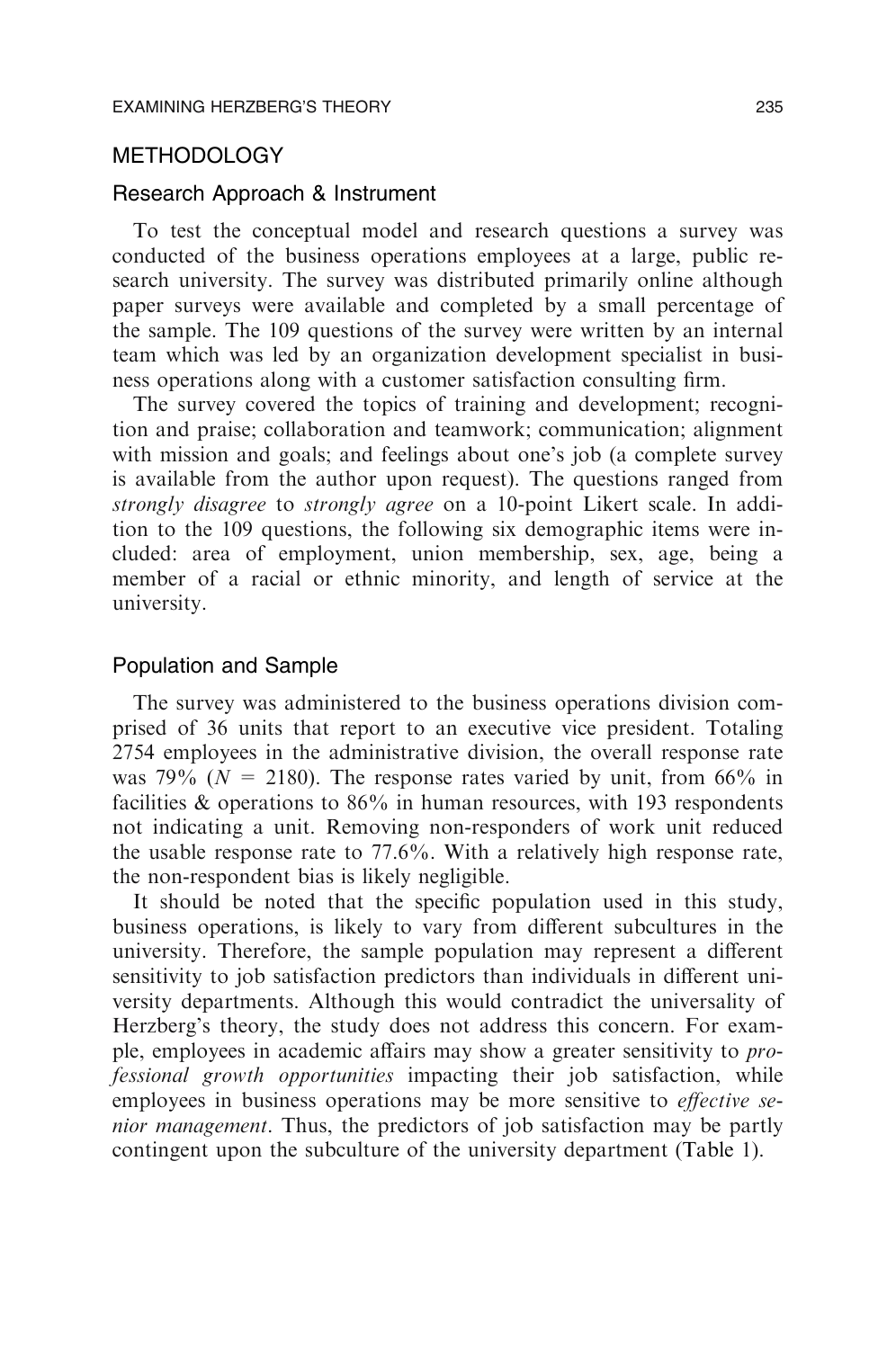## METHODOLOGY

### Research Approach & Instrument

To test the conceptual model and research questions a survey was conducted of the business operations employees at a large, public research university. The survey was distributed primarily online although paper surveys were available and completed by a small percentage of the sample. The 109 questions of the survey were written by an internal team which was led by an organization development specialist in business operations along with a customer satisfaction consulting firm.

The survey covered the topics of training and development; recognition and praise; collaboration and teamwork; communication; alignment with mission and goals; and feelings about one's job (a complete survey is available from the author upon request). The questions ranged from *strongly disagree* to *strongly agree* on a 10-point Likert scale. In addition to the 109 questions, the following six demographic items were included: area of employment, union membership, sex, age, being a member of a racial or ethnic minority, and length of service at the university.

### Population and Sample

The survey was administered to the business operations division comprised of 36 units that report to an executive vice president. Totaling 2754 employees in the administrative division, the overall response rate was 79% ($N$ = 2180). The response rates varied by unit, from 66% in facilities & operations to 86% in human resources, with 193 respondents not indicating a unit. Removing non-responders of work unit reduced the usable response rate to 77.6%. With a relatively high response rate, the non-respondent bias is likely negligible.

It should be noted that the specific population used in this study, business operations, is likely to vary from different subcultures in the university. Therefore, the sample population may represent a different sensitivity to job satisfaction predictors than individuals in different university departments. Although this would contradict the universality of Herzberg's theory, the study does not address this concern. For example, employees in academic affairs may show a greater sensitivity to *professional growth opportunities* impacting their job satisfaction, while employees in business operations may be more sensitive to *effective senior management*. Thus, the predictors of job satisfaction may be partly contingent upon the subculture of the university department (Table 1).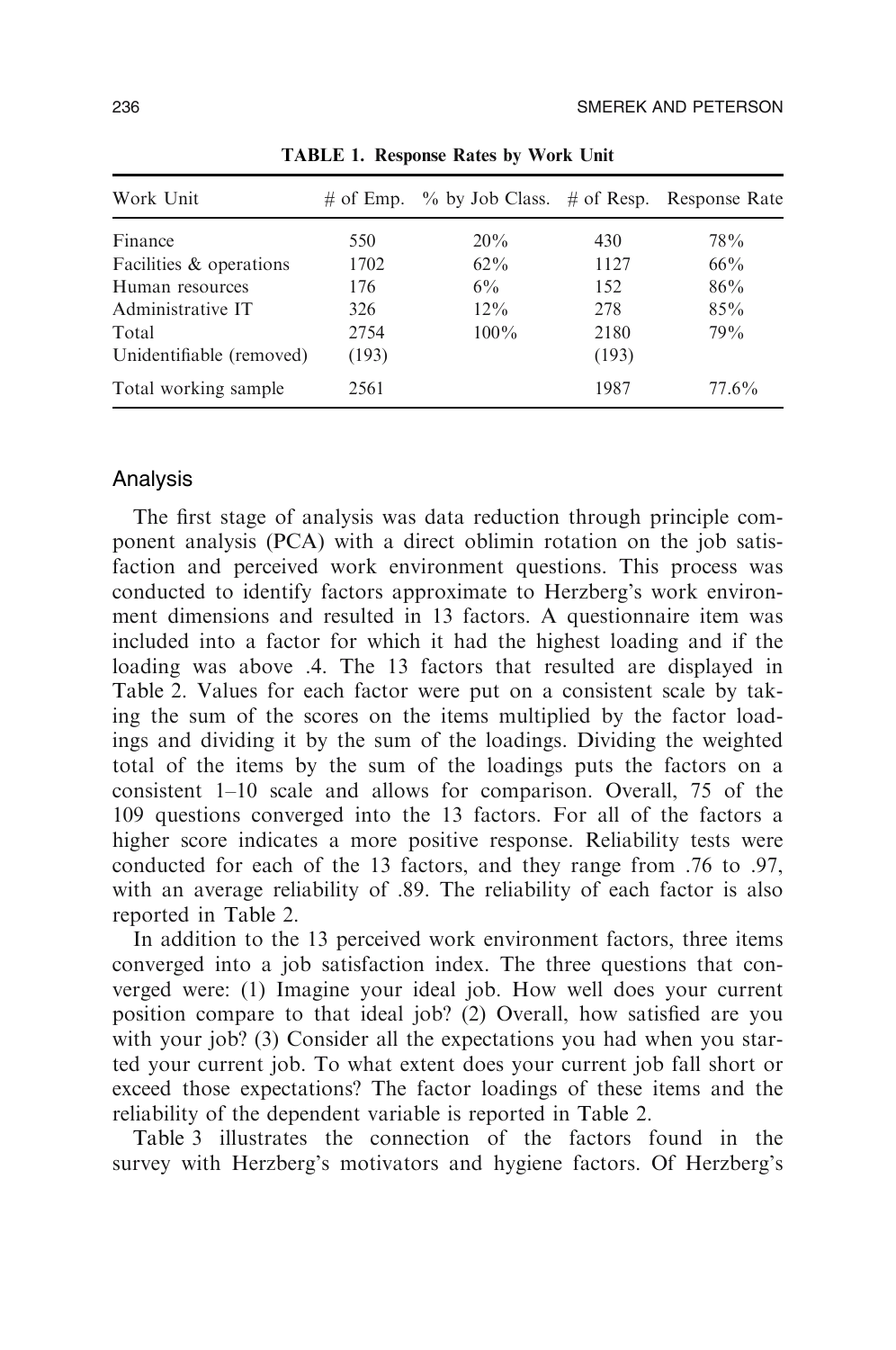**TABLE 1. Response Rates by Work Unit**

| Work Unit | # of Emp. | % by Job Class. | # of Resp. | Response Rate |
|---|---|---|---|---|
| Finance | 550 | 20% | 430 | 78% |
| Facilities & operations | 1702 | 62% | 1127 | 66% |
| Human resources | 176 | 6% | 152 | 86% |
| Administrative IT | 326 | 12% | 278 | 85% |
| Total | 2754 | 100% | 2180 | 79% |
| Unidentifiable (removed) | (193) | | (193) | |
| Total working sample | 2561 | | 1987 | 77.6% |

## Analysis

The first stage of analysis was data reduction through principle component analysis (PCA) with a direct oblimin rotation on the job satisfaction and perceived work environment questions. This process was conducted to identify factors approximate to Herzberg's work environment dimensions and resulted in 13 factors. A questionnaire item was included into a factor for which it had the highest loading and if the loading was above .4. The 13 factors that resulted are displayed in Table 2. Values for each factor were put on a consistent scale by taking the sum of the scores on the items multiplied by the factor loadings and dividing it by the sum of the loadings. Dividing the weighted total of the items by the sum of the loadings puts the factors on a consistent 1–10 scale and allows for comparison. Overall, 75 of the 109 questions converged into the 13 factors. For all of the factors a higher score indicates a more positive response. Reliability tests were conducted for each of the 13 factors, and they range from .76 to .97, with an average reliability of .89. The reliability of each factor is also reported in Table 2.

In addition to the 13 perceived work environment factors, three items converged into a job satisfaction index. The three questions that converged were: (1) Imagine your ideal job. How well does your current position compare to that ideal job? (2) Overall, how satisfied are you with your job? (3) Consider all the expectations you had when you started your current job. To what extent does your current job fall short or exceed those expectations? The factor loadings of these items and the reliability of the dependent variable is reported in Table 2.

Table 3 illustrates the connection of the factors found in the survey with Herzberg's motivators and hygiene factors. Of Herzberg's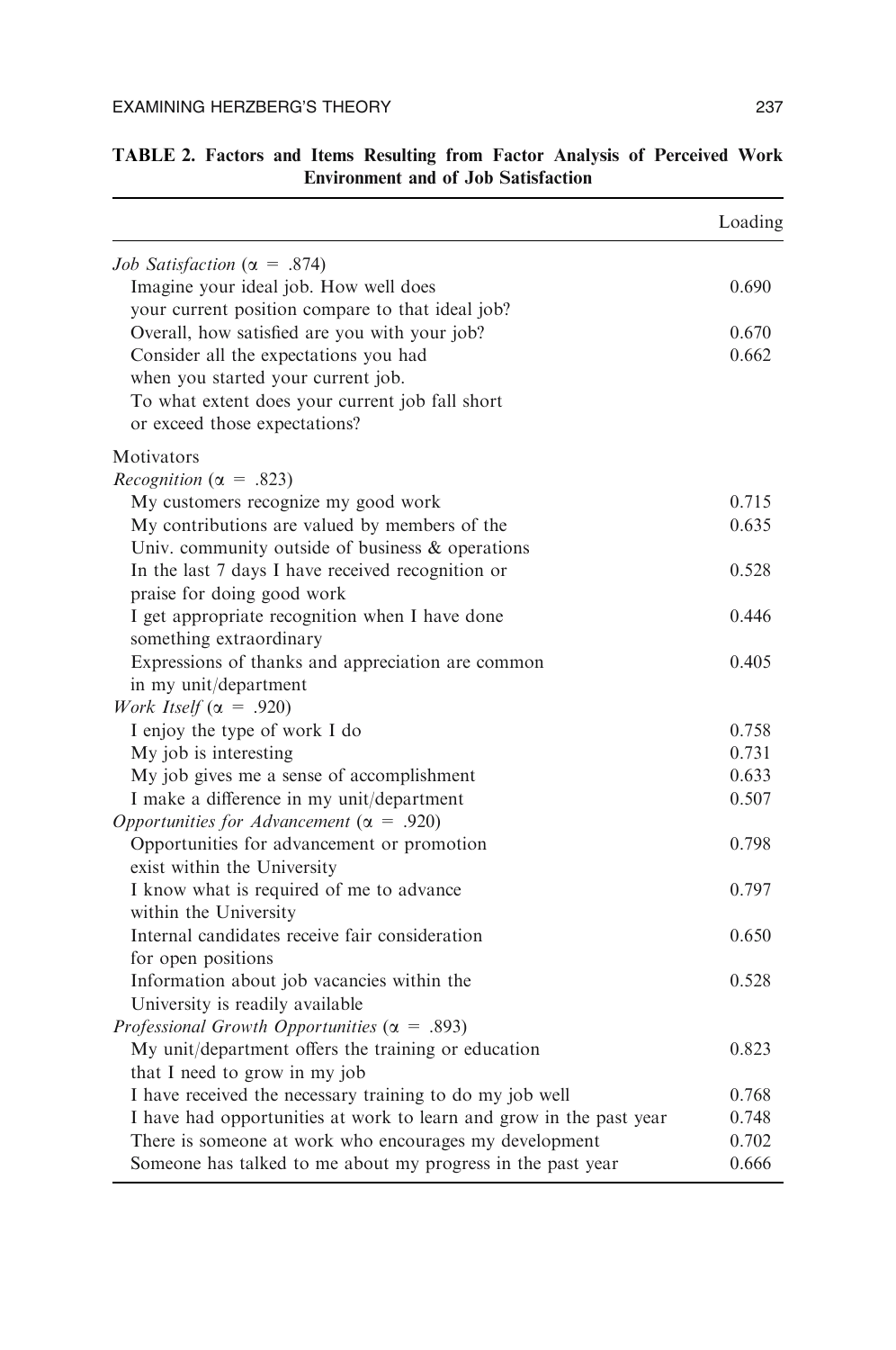**TABLE 2. Factors and Items Resulting from Factor Analysis of Perceived Work Environment and of Job Satisfaction**

| | Loading |
|---|---|
| *Job Satisfaction* (α = .874) | |
| Imagine your ideal job. How well does your current position compare to that ideal job? | 0.690 |
| Overall, how satisfied are you with your job? | 0.670 |
| Consider all the expectations you had when you started your current job. To what extent does your current job fall short or exceed those expectations? | 0.662 |
| Motivators | |
| *Recognition* (α = .823) | |
| My customers recognize my good work | 0.715 |
| My contributions are valued by members of the Univ. community outside of business & operations | 0.635 |
| In the last 7 days I have received recognition or praise for doing good work | 0.528 |
| I get appropriate recognition when I have done something extraordinary | 0.446 |
| Expressions of thanks and appreciation are common in my unit/department | 0.405 |
| *Work Itself* (α = .920) | |
| I enjoy the type of work I do | 0.758 |
| My job is interesting | 0.731 |
| My job gives me a sense of accomplishment | 0.633 |
| I make a difference in my unit/department | 0.507 |
| *Opportunities for Advancement* (α = .920) | |
| Opportunities for advancement or promotion exist within the University | 0.798 |
| I know what is required of me to advance within the University | 0.797 |
| Internal candidates receive fair consideration for open positions | 0.650 |
| Information about job vacancies within the University is readily available | 0.528 |
| *Professional Growth Opportunities* (α = .893) | |
| My unit/department offers the training or education that I need to grow in my job | 0.823 |
| I have received the necessary training to do my job well | 0.768 |
| I have had opportunities at work to learn and grow in the past year | 0.748 |
| There is someone at work who encourages my development | 0.702 |
| Someone has talked to me about my progress in the past year | 0.666 |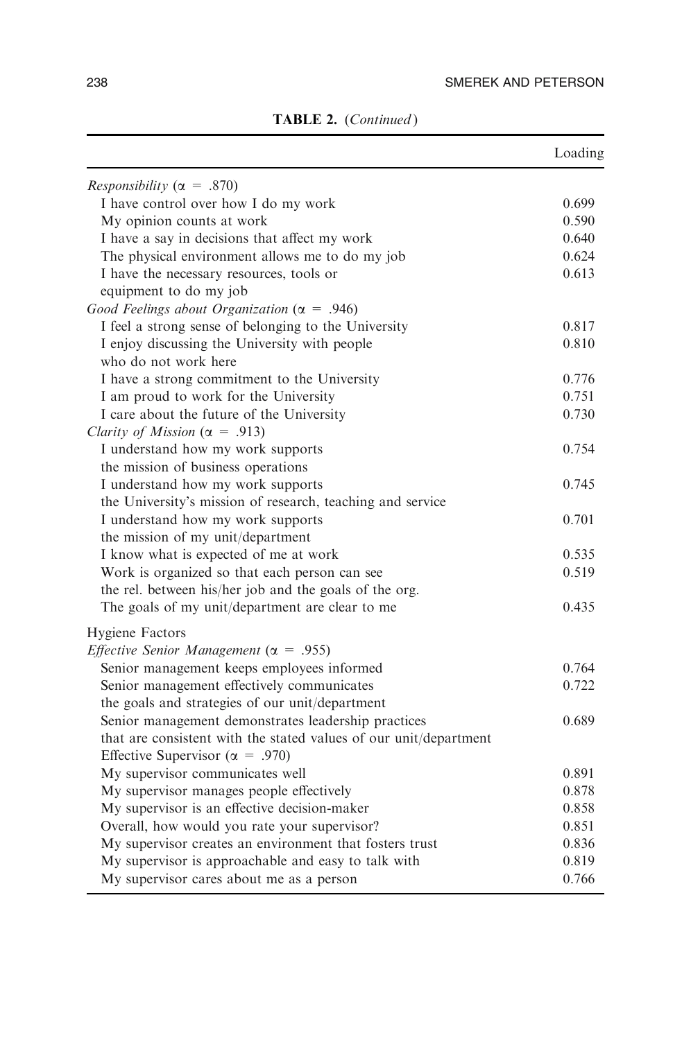**TABLE 2.** (*Continued*)

| | Loading |
|---|---|
| *Responsibility* ($\alpha$ = .870) | |
| I have control over how I do my work | 0.699 |
| My opinion counts at work | 0.590 |
| I have a say in decisions that affect my work | 0.640 |
| The physical environment allows me to do my job | 0.624 |
| I have the necessary resources, tools or equipment to do my job | 0.613 |
| *Good Feelings about Organization* ($\alpha$ = .946) | |
| I feel a strong sense of belonging to the University | 0.817 |
| I enjoy discussing the University with people who do not work here | 0.810 |
| I have a strong commitment to the University | 0.776 |
| I am proud to work for the University | 0.751 |
| I care about the future of the University | 0.730 |
| *Clarity of Mission* ($\alpha$ = .913) | |
| I understand how my work supports the mission of business operations | 0.754 |
| I understand how my work supports the University's mission of research, teaching and service | 0.745 |
| I understand how my work supports the mission of my unit/department | 0.701 |
| I know what is expected of me at work | 0.535 |
| Work is organized so that each person can see the rel. between his/her job and the goals of the org. | 0.519 |
| The goals of my unit/department are clear to me | 0.435 |
| Hygiene Factors | |
| *Effective Senior Management* ($\alpha$ = .955) | |
| Senior management keeps employees informed | 0.764 |
| Senior management effectively communicates the goals and strategies of our unit/department | 0.722 |
| Senior management demonstrates leadership practices that are consistent with the stated values of our unit/department | 0.689 |
| Effective Supervisor ($\alpha$ = .970) | |
| My supervisor communicates well | 0.891 |
| My supervisor manages people effectively | 0.878 |
| My supervisor is an effective decision-maker | 0.858 |
| Overall, how would you rate your supervisor? | 0.851 |
| My supervisor creates an environment that fosters trust | 0.836 |
| My supervisor is approachable and easy to talk with | 0.819 |
| My supervisor cares about me as a person | 0.766 |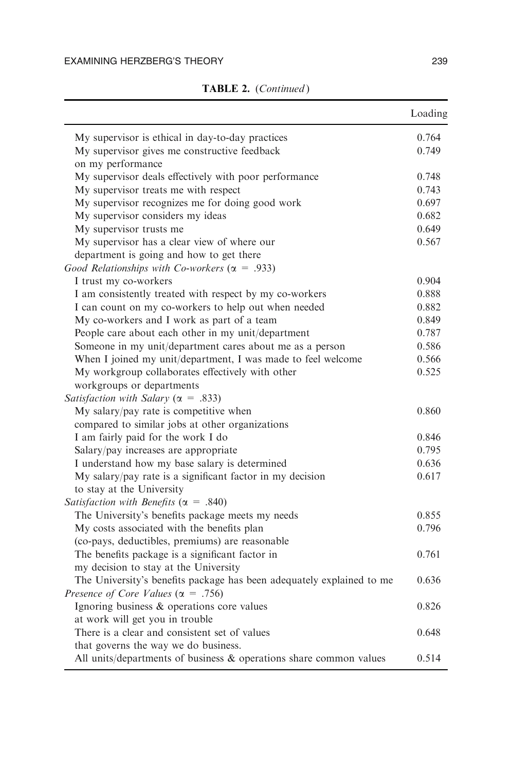**TABLE 2.** (*Continued*)

| | Loading |
|---|---|
| My supervisor is ethical in day-to-day practices | 0.764 |
| My supervisor gives me constructive feedback on my performance | 0.749 |
| My supervisor deals effectively with poor performance | 0.748 |
| My supervisor treats me with respect | 0.743 |
| My supervisor recognizes me for doing good work | 0.697 |
| My supervisor considers my ideas | 0.682 |
| My supervisor trusts me | 0.649 |
| My supervisor has a clear view of where our department is going and how to get there | 0.567 |
| *Good Relationships with Co-workers* ($\alpha$ = .933) | |
| I trust my co-workers | 0.904 |
| I am consistently treated with respect by my co-workers | 0.888 |
| I can count on my co-workers to help out when needed | 0.882 |
| My co-workers and I work as part of a team | 0.849 |
| People care about each other in my unit/department | 0.787 |
| Someone in my unit/department cares about me as a person | 0.586 |
| When I joined my unit/department, I was made to feel welcome | 0.566 |
| My workgroup collaborates effectively with other workgroups or departments | 0.525 |
| *Satisfaction with Salary* ($\alpha$ = .833) | |
| My salary/pay rate is competitive when compared to similar jobs at other organizations | 0.860 |
| I am fairly paid for the work I do | 0.846 |
| Salary/pay increases are appropriate | 0.795 |
| I understand how my base salary is determined | 0.636 |
| My salary/pay rate is a significant factor in my decision to stay at the University | 0.617 |
| *Satisfaction with Benefits* ($\alpha$ = .840) | |
| The University's benefits package meets my needs | 0.855 |
| My costs associated with the benefits plan (co-pays, deductibles, premiums) are reasonable | 0.796 |
| The benefits package is a significant factor in my decision to stay at the University | 0.761 |
| The University's benefits package has been adequately explained to me | 0.636 |
| *Presence of Core Values* ($\alpha$ = .756) | |
| Ignoring business & operations core values at work will get you in trouble | 0.826 |
| There is a clear and consistent set of values that governs the way we do business. | 0.648 |
| All units/departments of business & operations share common values | 0.514 |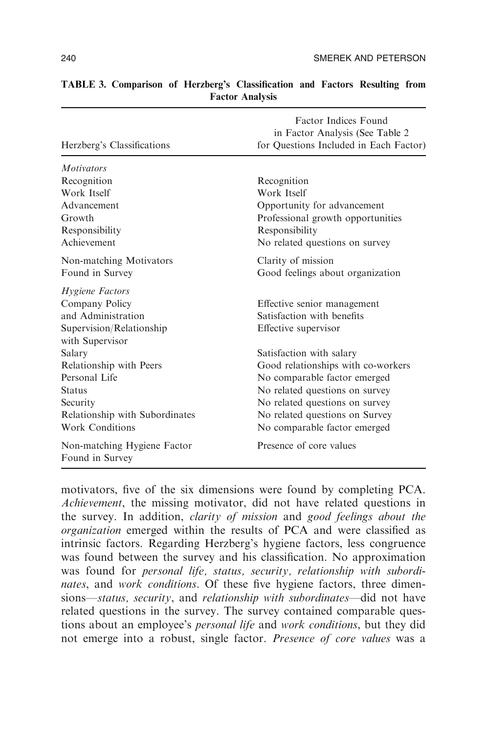**TABLE 3. Comparison of Herzberg's Classification and Factors Resulting from Factor Analysis**

| Herzberg's Classifications | Factor Indices Found in Factor Analysis (See Table 2 for Questions Included in Each Factor) |
|---|---|
| *Motivators* | |
| Recognition | Recognition |
| Work Itself | Work Itself |
| Advancement | Opportunity for advancement |
| Growth | Professional growth opportunities |
| Responsibility | Responsibility |
| Achievement | No related questions on survey |
| Non-matching Motivators Found in Survey | Clarity of mission |
| | Good feelings about organization |
| *Hygiene Factors* | |
| Company Policy and Administration | Effective senior management |
| | Satisfaction with benefits |
| Supervision/Relationship with Supervisor | Effective supervisor |
| Salary | Satisfaction with salary |
| Relationship with Peers | Good relationships with co-workers |
| Personal Life | No comparable factor emerged |
| Status | No related questions on survey |
| Security | No related questions on survey |
| Relationship with Subordinates | No related questions on Survey |
| Work Conditions | No comparable factor emerged |
| Non-matching Hygiene Factor Found in Survey | Presence of core values |

motivators, five of the six dimensions were found by completing PCA. *Achievement*, the missing motivator, did not have related questions in the survey. In addition, *clarity of mission* and *good feelings about the organization* emerged within the results of PCA and were classified as intrinsic factors. Regarding Herzberg's hygiene factors, less congruence was found between the survey and his classification. No approximation was found for *personal life, status, security, relationship with subordinates*, and *work conditions*. Of these five hygiene factors, three dimensions—*status, security*, and *relationship with subordinates*—did not have related questions in the survey. The survey contained comparable questions about an employee's *personal life* and *work conditions*, but they did not emerge into a robust, single factor. *Presence of core values* was a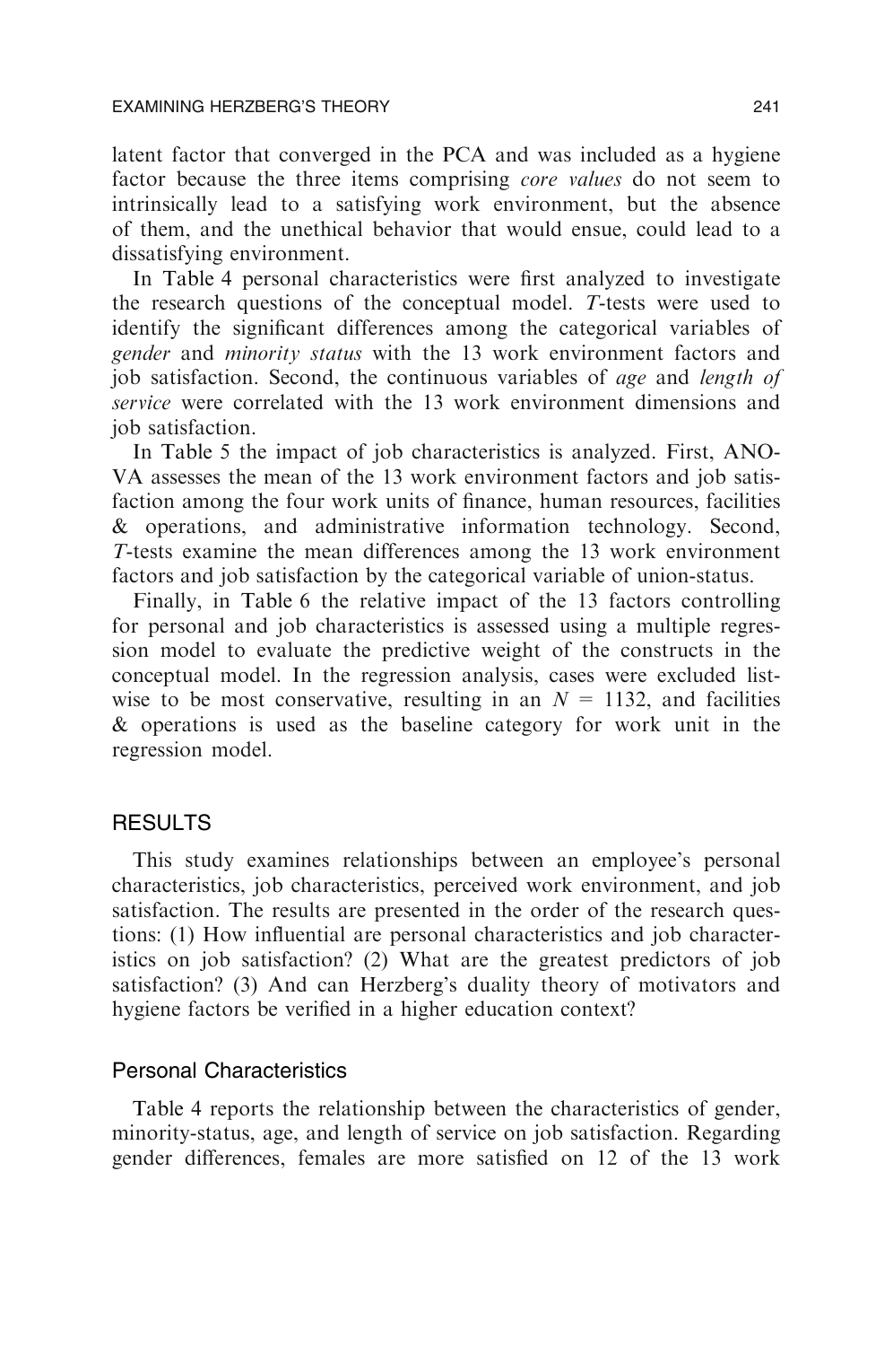latent factor that converged in the PCA and was included as a hygiene factor because the three items comprising *core values* do not seem to intrinsically lead to a satisfying work environment, but the absence of them, and the unethical behavior that would ensue, could lead to a dissatisfying environment.

In Table 4 personal characteristics were first analyzed to investigate the research questions of the conceptual model. *T*-tests were used to identify the significant differences among the categorical variables of *gender* and *minority status* with the 13 work environment factors and job satisfaction. Second, the continuous variables of *age* and *length of service* were correlated with the 13 work environment dimensions and job satisfaction.

In Table 5 the impact of job characteristics is analyzed. First, ANOVA assesses the mean of the 13 work environment factors and job satisfaction among the four work units of finance, human resources, facilities & operations, and administrative information technology. Second, *T*-tests examine the mean differences among the 13 work environment factors and job satisfaction by the categorical variable of union-status.

Finally, in Table 6 the relative impact of the 13 factors controlling for personal and job characteristics is assessed using a multiple regression model to evaluate the predictive weight of the constructs in the conceptual model. In the regression analysis, cases were excluded listwise to be most conservative, resulting in an $N = 1132$, and facilities & operations is used as the baseline category for work unit in the regression model.

## RESULTS

This study examines relationships between an employee's personal characteristics, job characteristics, perceived work environment, and job satisfaction. The results are presented in the order of the research questions: (1) How influential are personal characteristics and job characteristics on job satisfaction? (2) What are the greatest predictors of job satisfaction? (3) And can Herzberg's duality theory of motivators and hygiene factors be verified in a higher education context?

### Personal Characteristics

Table 4 reports the relationship between the characteristics of gender, minority-status, age, and length of service on job satisfaction. Regarding gender differences, females are more satisfied on 12 of the 13 work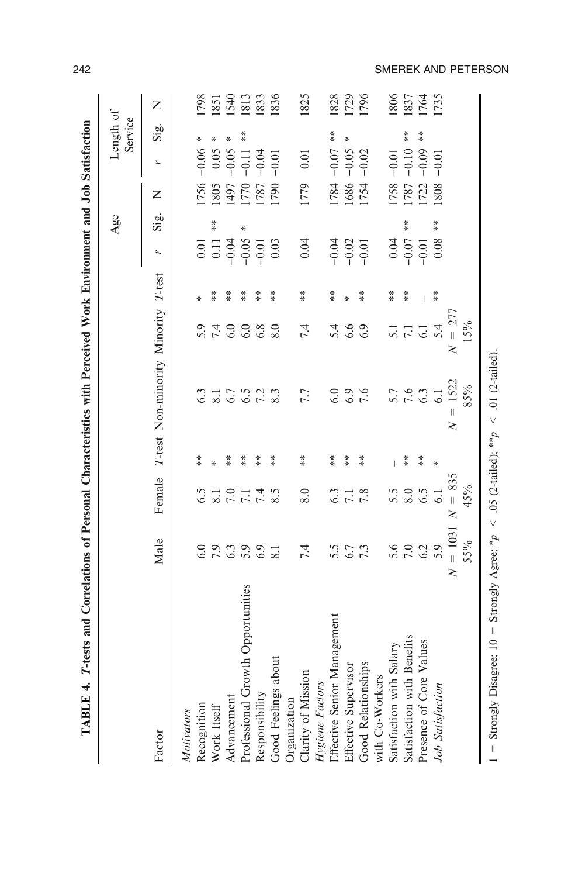**TABLE 4. *T*-tests and Correlations of Personal Characteristics with Perceived Work Environment and Job Satisfaction**

| Factor | Male | Female | *T*-test | Non-minority | Minority | *T*-test | Age *r* | Age Sig. | Age N | Length of Service *r* | Length of Service Sig. | Length of Service N |
|---|---|---|---|---|---|---|---|---|---|---|---|---|
| *Motivators* | | | | | | | | | | | | |
| Recognition | 6.0 | 6.5 | ** | 6.3 | 5.9 | * | 0.01 | | 1756 | −0.06 | * | 1798 |
| Work Itself | 7.9 | 8.1 | * | 8.1 | 7.4 | ** | 0.11 | ** | 1805 | 0.05 | * | 1851 |
| Advancement | 6.3 | 7.0 | ** | 6.7 | 6.0 | ** | −0.04 | | 1497 | −0.05 | * | 1540 |
| Professional Growth Opportunities | 5.9 | 7.1 | ** | 6.5 | 6.0 | ** | −0.05 | * | 1770 | −0.11 | ** | 1813 |
| Responsibility | 6.9 | 7.4 | ** | 7.2 | 6.8 | ** | −0.01 | | 1787 | −0.04 | | 1833 |
| Good Feelings about Organization | 8.1 | 8.5 | ** | 8.3 | 8.0 | ** | 0.03 | | 1790 | −0.01 | | 1836 |
| Clarity of Mission | 7.4 | 8.0 | ** | 7.7 | 7.4 | ** | 0.04 | | 1779 | 0.01 | | 1825 |
| *Hygiene Factors* | | | | | | | | | | | | |
| Effective Senior Management | 5.5 | 6.3 | ** | 6.0 | 5.4 | ** | −0.04 | | 1784 | −0.07 | ** | 1828 |
| Effective Supervisor | 6.7 | 7.1 | ** | 6.9 | 6.6 | * | −0.02 | | 1686 | −0.05 | * | 1729 |
| Good Relationships with Co-Workers | 7.3 | 7.8 | ** | 7.6 | 6.9 | ** | −0.01 | | 1754 | −0.02 | | 1796 |
| Satisfaction with Salary | 5.6 | 5.5 | – | 5.7 | 5.1 | ** | 0.04 | | 1758 | −0.01 | | 1806 |
| Satisfaction with Benefits | 7.0 | 8.0 | ** | 7.6 | 7.1 | ** | −0.07 | ** | 1787 | −0.10 | ** | 1837 |
| Presence of Core Values | 6.2 | 6.5 | ** | 6.3 | 6.1 | – | −0.01 | | 1722 | −0.09 | ** | 1764 |
| *Job Satisfaction* | 5.9 | 6.1 | * | 6.1 | 5.4 | ** | 0.08 | ** | 1808 | −0.01 | | 1735 |
| | $N = 1031$ 55% | $N = 835$ 45% | | $N = 1522$ 85% | $N = 277$ 15% | | | | | | | |

1 = Strongly Disagree; 10 = Strongly Agree; \*$p < .05$ (2-tailed); \*\*$p < .01$ (2-tailed).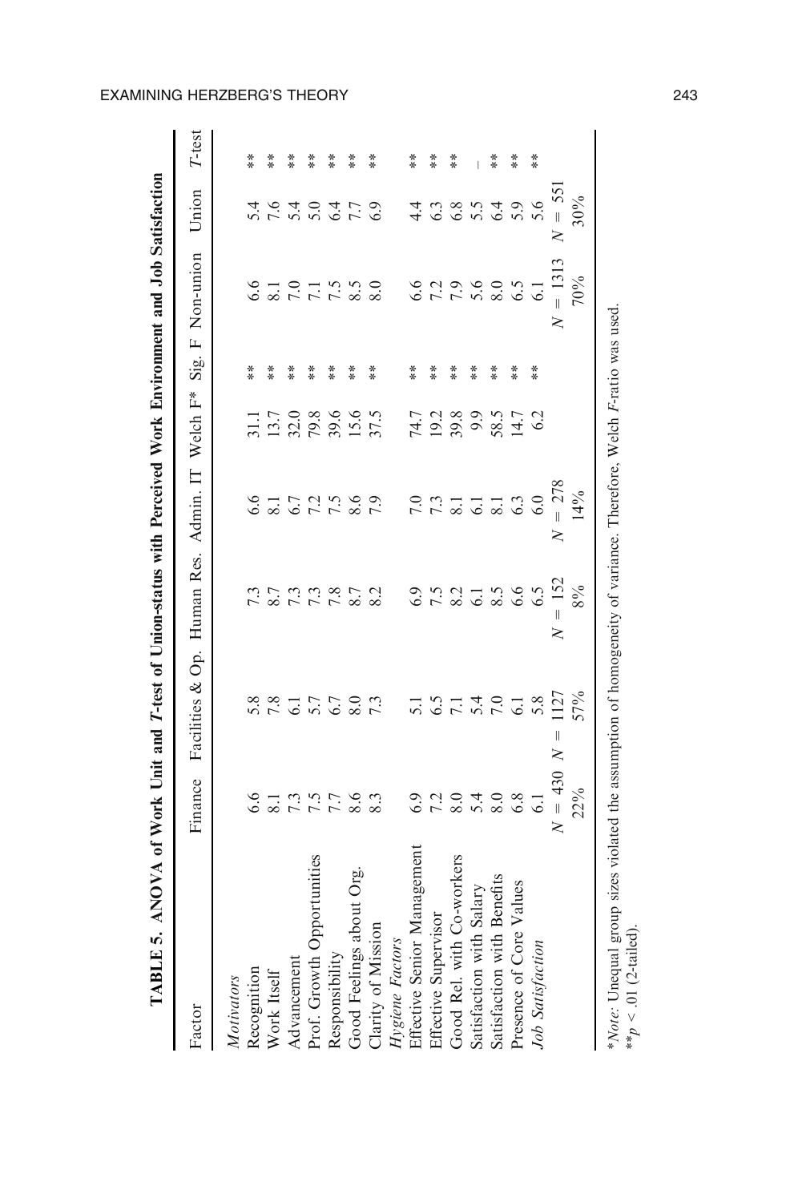**TABLE 5. ANOVA of Work Unit and *T*-test of Union-status with Perceived Work Environment and Job Satisfaction**

| Factor | Finance | Facilities & Op. | Human Res. | Admin. IT | Welch F* | Sig. F | Non-union | Union | *T*-test |
|---|---|---|---|---|---|---|---|---|---|
| *Motivators* | | | | | | | | | |
| Recognition | 6.6 | 5.8 | 7.3 | 6.6 | 31.1 | ** | 6.6 | 5.4 | ** |
| Work Itself | 8.1 | 7.8 | 8.7 | 8.1 | 13.7 | ** | 8.1 | 7.6 | ** |
| Advancement | 7.3 | 6.1 | 7.3 | 6.7 | 32.0 | ** | 7.0 | 5.4 | ** |
| Prof. Growth Opportunities | 7.5 | 5.7 | 7.3 | 7.2 | 79.8 | ** | 7.1 | 5.0 | ** |
| Responsibility | 7.7 | 6.7 | 7.8 | 7.5 | 39.6 | ** | 7.5 | 6.4 | ** |
| Good Feelings about Org. | 8.6 | 8.0 | 8.7 | 8.6 | 15.6 | ** | 8.5 | 7.7 | ** |
| Clarity of Mission | 8.3 | 7.3 | 8.2 | 7.9 | 37.5 | ** | 8.0 | 6.9 | ** |
| *Hygiene Factors* | | | | | | | | | |
| Effective Senior Management | 6.9 | 5.1 | 6.9 | 7.0 | 74.7 | ** | 6.6 | 4.4 | ** |
| Effective Supervisor | 7.2 | 6.5 | 7.5 | 7.3 | 19.2 | ** | 7.2 | 6.3 | ** |
| Good Rel. with Co-workers | 8.0 | 7.1 | 8.2 | 8.1 | 39.8 | ** | 7.9 | 6.8 | ** |
| Satisfaction with Salary | 5.4 | 5.4 | 6.1 | 6.1 | 9.9 | ** | 5.6 | 5.5 | – |
| Satisfaction with Benefits | 8.0 | 7.0 | 8.5 | 8.1 | 58.5 | ** | 8.0 | 6.4 | ** |
| Presence of Core Values | 6.8 | 6.1 | 6.6 | 6.3 | 14.7 | ** | 6.5 | 5.9 | ** |
| *Job Satisfaction* | 6.1 | 5.8 | 6.5 | 6.0 | 6.2 | ** | 6.1 | 5.6 | ** |
| | $N = 430$ 22% | $N = 1127$ 57% | $N = 152$ 8% | $N = 278$ 14% | | | $N = 1313$ 70% | $N = 551$ 30% | |

**Note:* Unequal group sizes violated the assumption of homogeneity of variance. Therefore, Welch *F*-ratio was used.
** $p < .01$ (2-tailed).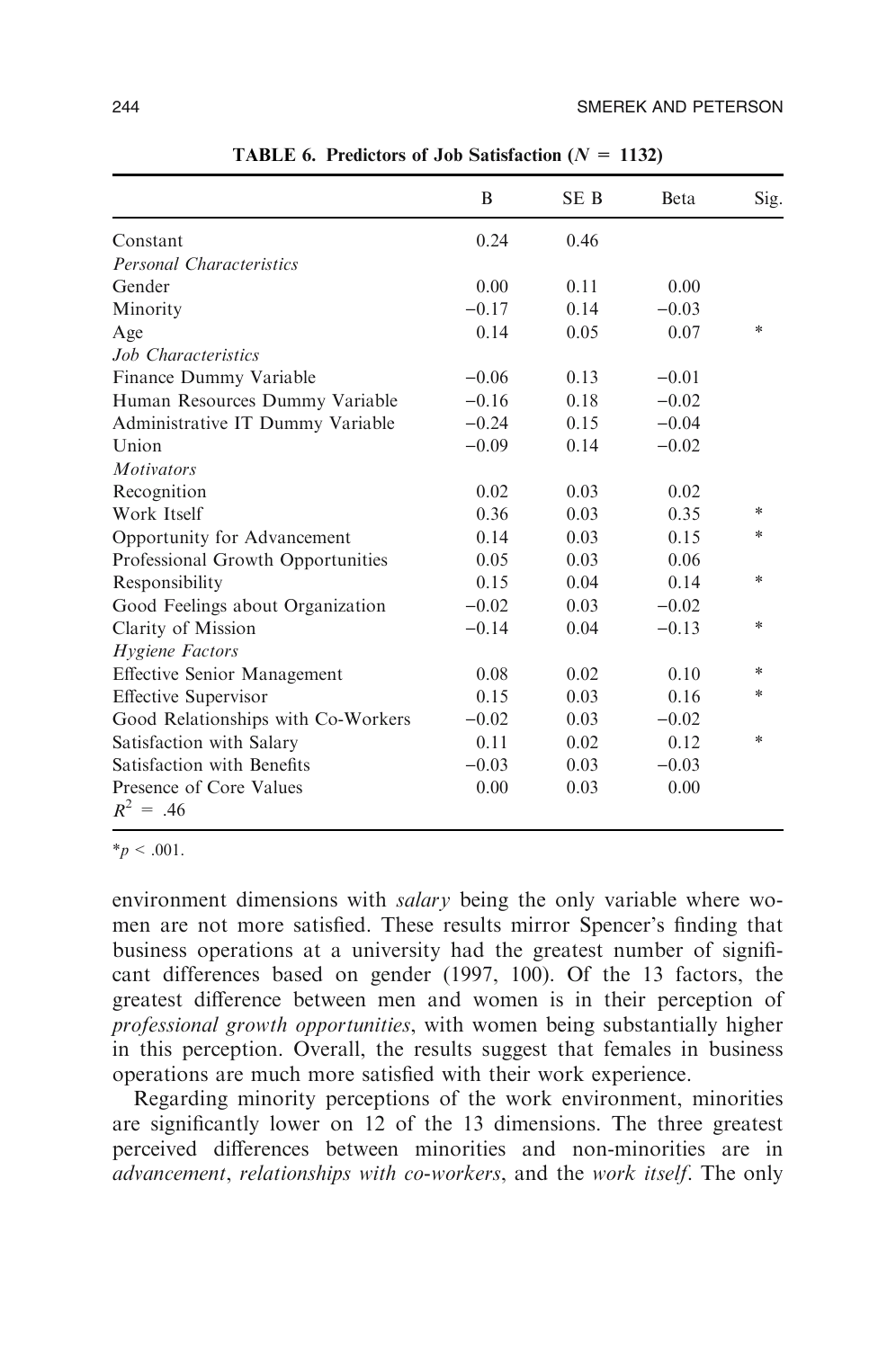**TABLE 6. Predictors of Job Satisfaction ($N = 1132$)**

| | B | SE B | Beta | Sig. |
|---|---|---|---|---|
| Constant | 0.24 | 0.46 | | |
| *Personal Characteristics* | | | | |
| Gender | 0.00 | 0.11 | 0.00 | |
| Minority | −0.17 | 0.14 | −0.03 | |
| Age | 0.14 | 0.05 | 0.07 | * |
| *Job Characteristics* | | | | |
| Finance Dummy Variable | −0.06 | 0.13 | −0.01 | |
| Human Resources Dummy Variable | −0.16 | 0.18 | −0.02 | |
| Administrative IT Dummy Variable | −0.24 | 0.15 | −0.04 | |
| Union | −0.09 | 0.14 | −0.02 | |
| *Motivators* | | | | |
| Recognition | 0.02 | 0.03 | 0.02 | |
| Work Itself | 0.36 | 0.03 | 0.35 | * |
| Opportunity for Advancement | 0.14 | 0.03 | 0.15 | * |
| Professional Growth Opportunities | 0.05 | 0.03 | 0.06 | |
| Responsibility | 0.15 | 0.04 | 0.14 | * |
| Good Feelings about Organization | −0.02 | 0.03 | −0.02 | |
| Clarity of Mission | −0.14 | 0.04 | −0.13 | * |
| *Hygiene Factors* | | | | |
| Effective Senior Management | 0.08 | 0.02 | 0.10 | * |
| Effective Supervisor | 0.15 | 0.03 | 0.16 | * |
| Good Relationships with Co-Workers | −0.02 | 0.03 | −0.02 | |
| Satisfaction with Salary | 0.11 | 0.02 | 0.12 | * |
| Satisfaction with Benefits | −0.03 | 0.03 | −0.03 | |
| Presence of Core Values | 0.00 | 0.03 | 0.00 | |
| $R^2 = .46$ | | | | |

*$p < .001$.

environment dimensions with *salary* being the only variable where women are not more satisfied. These results mirror Spencer's finding that business operations at a university had the greatest number of significant differences based on gender (1997, 100). Of the 13 factors, the greatest difference between men and women is in their perception of *professional growth opportunities*, with women being substantially higher in this perception. Overall, the results suggest that females in business operations are much more satisfied with their work experience.

Regarding minority perceptions of the work environment, minorities are significantly lower on 12 of the 13 dimensions. The three greatest perceived differences between minorities and non-minorities are in *advancement*, *relationships with co-workers*, and the *work itself*. The only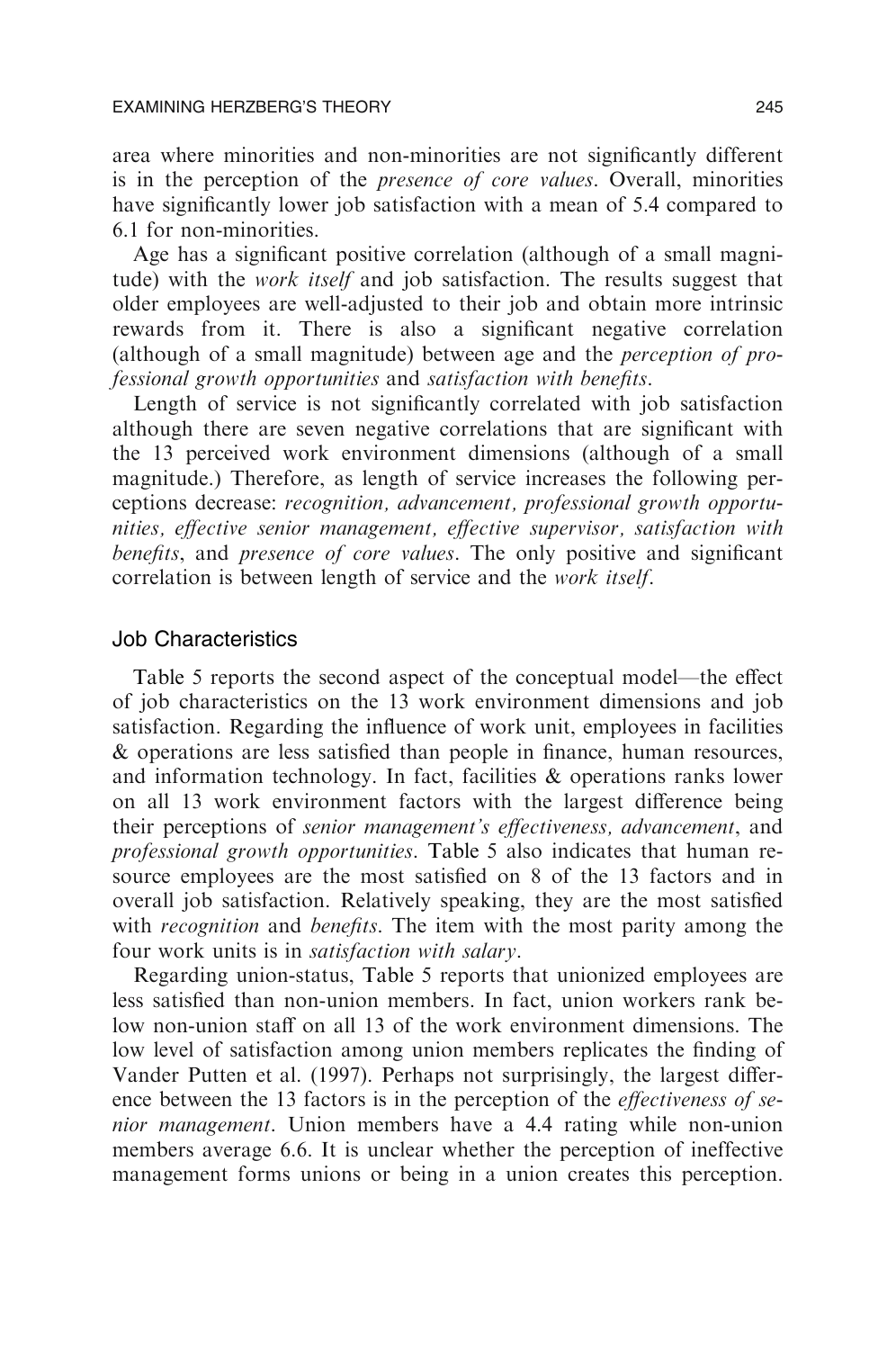area where minorities and non-minorities are not significantly different is in the perception of the *presence of core values*. Overall, minorities have significantly lower job satisfaction with a mean of 5.4 compared to 6.1 for non-minorities.

Age has a significant positive correlation (although of a small magnitude) with the *work itself* and job satisfaction. The results suggest that older employees are well-adjusted to their job and obtain more intrinsic rewards from it. There is also a significant negative correlation (although of a small magnitude) between age and the *perception of professional growth opportunities* and *satisfaction with benefits*.

Length of service is not significantly correlated with job satisfaction although there are seven negative correlations that are significant with the 13 perceived work environment dimensions (although of a small magnitude.) Therefore, as length of service increases the following perceptions decrease: *recognition, advancement, professional growth opportunities, effective senior management, effective supervisor, satisfaction with benefits*, and *presence of core values*. The only positive and significant correlation is between length of service and the *work itself*.

### Job Characteristics

Table 5 reports the second aspect of the conceptual model—the effect of job characteristics on the 13 work environment dimensions and job satisfaction. Regarding the influence of work unit, employees in facilities & operations are less satisfied than people in finance, human resources, and information technology. In fact, facilities & operations ranks lower on all 13 work environment factors with the largest difference being their perceptions of *senior management's effectiveness, advancement*, and *professional growth opportunities*. Table 5 also indicates that human resource employees are the most satisfied on 8 of the 13 factors and in overall job satisfaction. Relatively speaking, they are the most satisfied with *recognition* and *benefits*. The item with the most parity among the four work units is in *satisfaction with salary*.

Regarding union-status, Table 5 reports that unionized employees are less satisfied than non-union members. In fact, union workers rank below non-union staff on all 13 of the work environment dimensions. The low level of satisfaction among union members replicates the finding of Vander Putten et al. (1997). Perhaps not surprisingly, the largest difference between the 13 factors is in the perception of the *effectiveness of senior management*. Union members have a 4.4 rating while non-union members average 6.6. It is unclear whether the perception of ineffective management forms unions or being in a union creates this perception.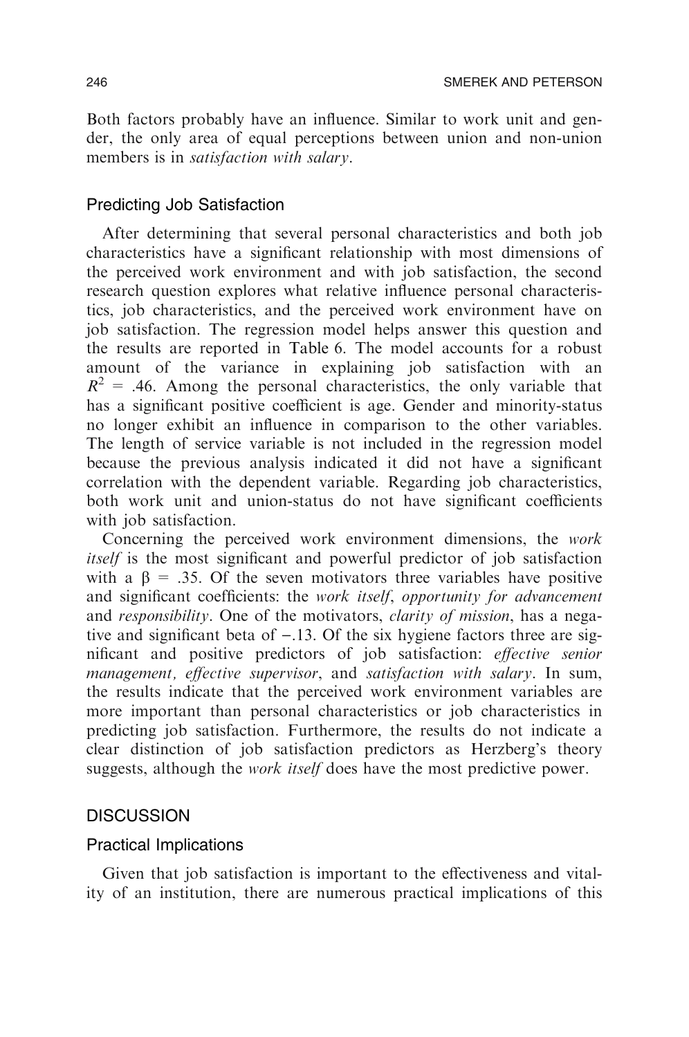Both factors probably have an influence. Similar to work unit and gender, the only area of equal perceptions between union and non-union members is in *satisfaction with salary*.

### Predicting Job Satisfaction

After determining that several personal characteristics and both job characteristics have a significant relationship with most dimensions of the perceived work environment and with job satisfaction, the second research question explores what relative influence personal characteristics, job characteristics, and the perceived work environment have on job satisfaction. The regression model helps answer this question and the results are reported in Table 6. The model accounts for a robust amount of the variance in explaining job satisfaction with an $R^2 = .46$. Among the personal characteristics, the only variable that has a significant positive coefficient is age. Gender and minority-status no longer exhibit an influence in comparison to the other variables. The length of service variable is not included in the regression model because the previous analysis indicated it did not have a significant correlation with the dependent variable. Regarding job characteristics, both work unit and union-status do not have significant coefficients with job satisfaction.

Concerning the perceived work environment dimensions, the *work itself* is the most significant and powerful predictor of job satisfaction with a $\beta = .35$. Of the seven motivators three variables have positive and significant coefficients: the *work itself*, *opportunity for advancement* and *responsibility*. One of the motivators, *clarity of mission*, has a negative and significant beta of $-.13$. Of the six hygiene factors three are significant and positive predictors of job satisfaction: *effective senior management, effective supervisor*, and *satisfaction with salary*. In sum, the results indicate that the perceived work environment variables are more important than personal characteristics or job characteristics in predicting job satisfaction. Furthermore, the results do not indicate a clear distinction of job satisfaction predictors as Herzberg's theory suggests, although the *work itself* does have the most predictive power.

## DISCUSSION

### Practical Implications

Given that job satisfaction is important to the effectiveness and vitality of an institution, there are numerous practical implications of this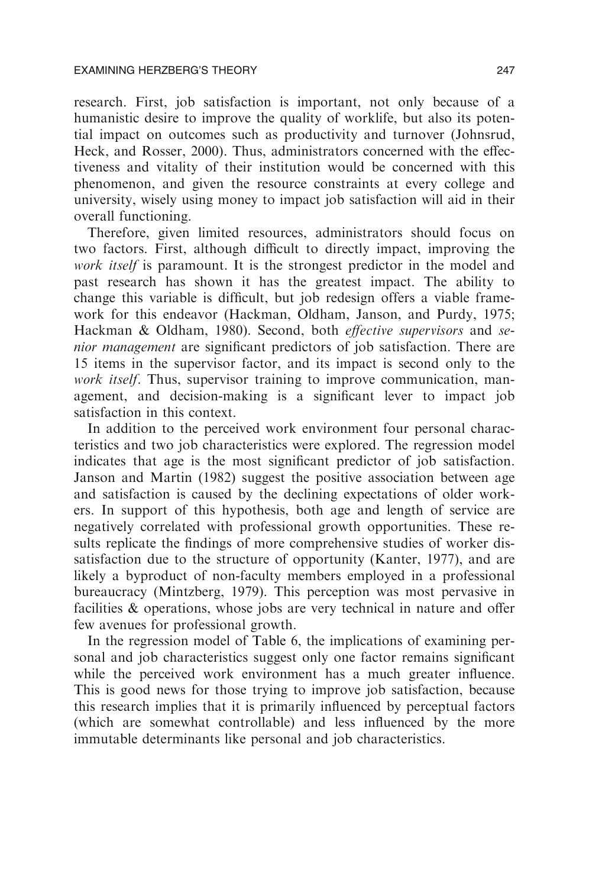research. First, job satisfaction is important, not only because of a humanistic desire to improve the quality of worklife, but also its potential impact on outcomes such as productivity and turnover (Johnsrud, Heck, and Rosser, 2000). Thus, administrators concerned with the effectiveness and vitality of their institution would be concerned with this phenomenon, and given the resource constraints at every college and university, wisely using money to impact job satisfaction will aid in their overall functioning.

Therefore, given limited resources, administrators should focus on two factors. First, although difficult to directly impact, improving the *work itself* is paramount. It is the strongest predictor in the model and past research has shown it has the greatest impact. The ability to change this variable is difficult, but job redesign offers a viable framework for this endeavor (Hackman, Oldham, Janson, and Purdy, 1975; Hackman & Oldham, 1980). Second, both *effective supervisors* and *senior management* are significant predictors of job satisfaction. There are 15 items in the supervisor factor, and its impact is second only to the *work itself*. Thus, supervisor training to improve communication, management, and decision-making is a significant lever to impact job satisfaction in this context.

In addition to the perceived work environment four personal characteristics and two job characteristics were explored. The regression model indicates that age is the most significant predictor of job satisfaction. Janson and Martin (1982) suggest the positive association between age and satisfaction is caused by the declining expectations of older workers. In support of this hypothesis, both age and length of service are negatively correlated with professional growth opportunities. These results replicate the findings of more comprehensive studies of worker dissatisfaction due to the structure of opportunity (Kanter, 1977), and are likely a byproduct of non-faculty members employed in a professional bureaucracy (Mintzberg, 1979). This perception was most pervasive in facilities & operations, whose jobs are very technical in nature and offer few avenues for professional growth.

In the regression model of Table 6, the implications of examining personal and job characteristics suggest only one factor remains significant while the perceived work environment has a much greater influence. This is good news for those trying to improve job satisfaction, because this research implies that it is primarily influenced by perceptual factors (which are somewhat controllable) and less influenced by the more immutable determinants like personal and job characteristics.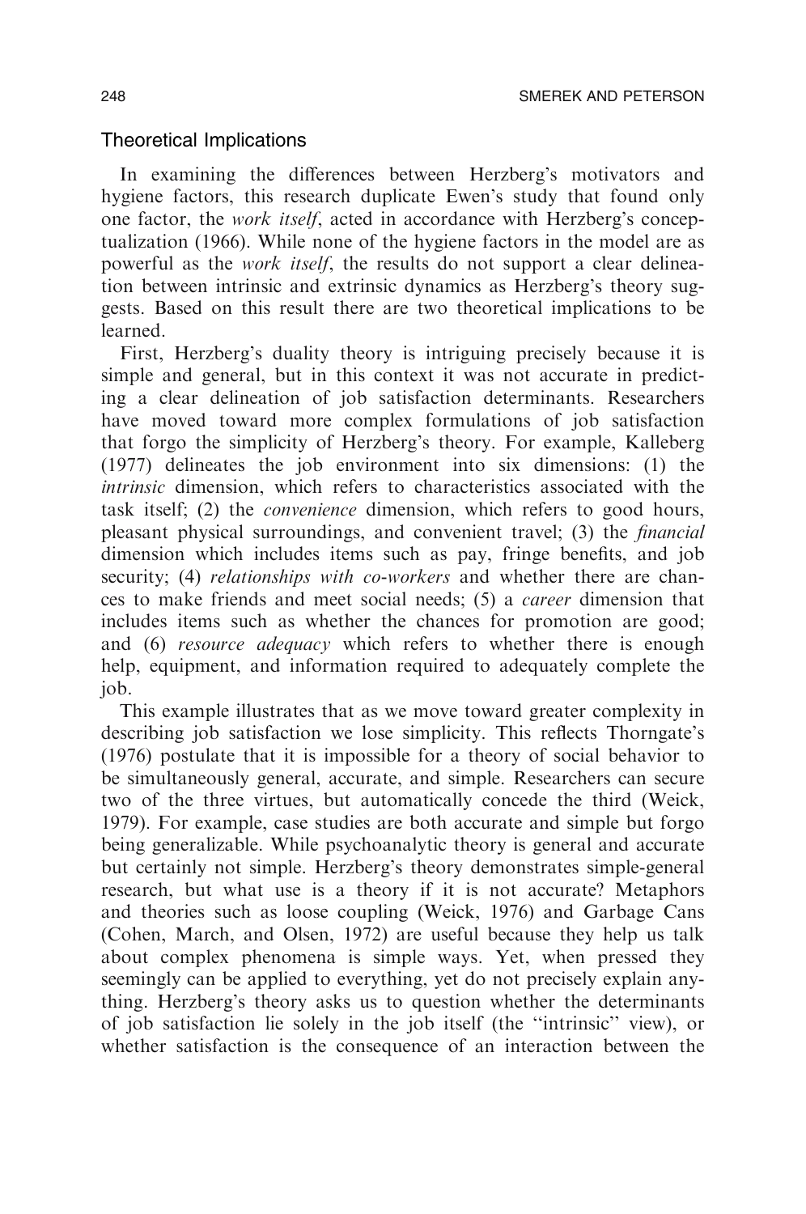### Theoretical Implications

In examining the differences between Herzberg's motivators and hygiene factors, this research duplicate Ewen's study that found only one factor, the *work itself*, acted in accordance with Herzberg's conceptualization (1966). While none of the hygiene factors in the model are as powerful as the *work itself*, the results do not support a clear delineation between intrinsic and extrinsic dynamics as Herzberg's theory suggests. Based on this result there are two theoretical implications to be learned.

First, Herzberg's duality theory is intriguing precisely because it is simple and general, but in this context it was not accurate in predicting a clear delineation of job satisfaction determinants. Researchers have moved toward more complex formulations of job satisfaction that forgo the simplicity of Herzberg's theory. For example, Kalleberg (1977) delineates the job environment into six dimensions: (1) the *intrinsic* dimension, which refers to characteristics associated with the task itself; (2) the *convenience* dimension, which refers to good hours, pleasant physical surroundings, and convenient travel; (3) the *financial* dimension which includes items such as pay, fringe benefits, and job security; (4) *relationships with co-workers* and whether there are chances to make friends and meet social needs; (5) a *career* dimension that includes items such as whether the chances for promotion are good; and (6) *resource adequacy* which refers to whether there is enough help, equipment, and information required to adequately complete the job.

This example illustrates that as we move toward greater complexity in describing job satisfaction we lose simplicity. This reflects Thorngate's (1976) postulate that it is impossible for a theory of social behavior to be simultaneously general, accurate, and simple. Researchers can secure two of the three virtues, but automatically concede the third (Weick, 1979). For example, case studies are both accurate and simple but forgo being generalizable. While psychoanalytic theory is general and accurate but certainly not simple. Herzberg's theory demonstrates simple-general research, but what use is a theory if it is not accurate? Metaphors and theories such as loose coupling (Weick, 1976) and Garbage Cans (Cohen, March, and Olsen, 1972) are useful because they help us talk about complex phenomena is simple ways. Yet, when pressed they seemingly can be applied to everything, yet do not precisely explain anything. Herzberg's theory asks us to question whether the determinants of job satisfaction lie solely in the job itself (the "intrinsic" view), or whether satisfaction is the consequence of an interaction between the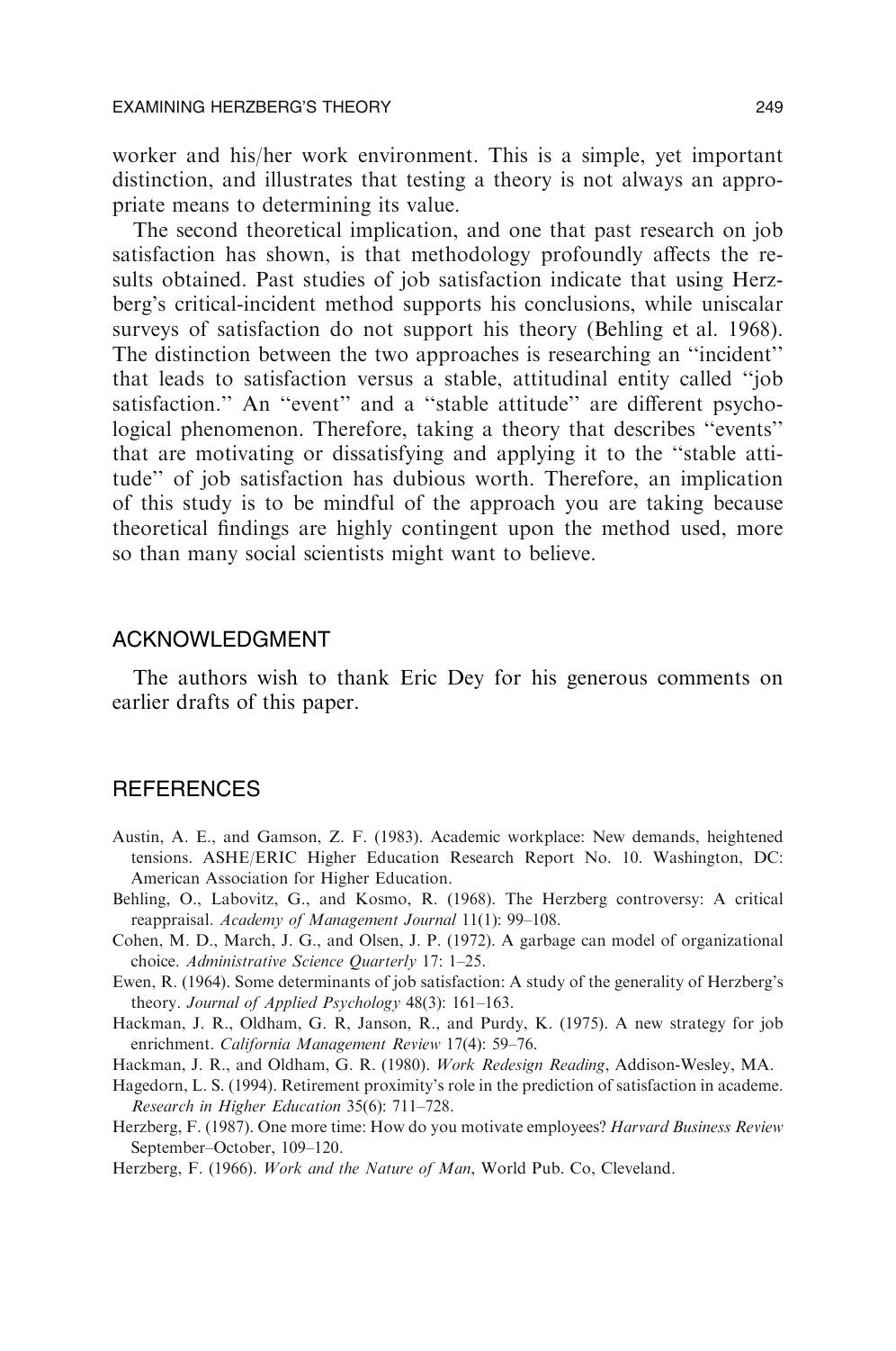worker and his/her work environment. This is a simple, yet important distinction, and illustrates that testing a theory is not always an appropriate means to determining its value.

The second theoretical implication, and one that past research on job satisfaction has shown, is that methodology profoundly affects the results obtained. Past studies of job satisfaction indicate that using Herzberg's critical-incident method supports his conclusions, while uniscalar surveys of satisfaction do not support his theory (Behling et al. 1968). The distinction between the two approaches is researching an ''incident'' that leads to satisfaction versus a stable, attitudinal entity called ''job satisfaction.'' An ''event'' and a ''stable attitude'' are different psychological phenomenon. Therefore, taking a theory that describes ''events'' that are motivating or dissatisfying and applying it to the ''stable attitude'' of job satisfaction has dubious worth. Therefore, an implication of this study is to be mindful of the approach you are taking because theoretical findings are highly contingent upon the method used, more so than many social scientists might want to believe.

## ACKNOWLEDGMENT

The authors wish to thank Eric Dey for his generous comments on earlier drafts of this paper.

## REFERENCES

Austin, A. E., and Gamson, Z. F. (1983). Academic workplace: New demands, heightened tensions. ASHE/ERIC Higher Education Research Report No. 10. Washington, DC: American Association for Higher Education.

Behling, O., Labovitz, G., and Kosmo, R. (1968). The Herzberg controversy: A critical reappraisal. *Academy of Management Journal* 11(1): 99–108.

Cohen, M. D., March, J. G., and Olsen, J. P. (1972). A garbage can model of organizational choice. *Administrative Science Quarterly* 17: 1–25.

Ewen, R. (1964). Some determinants of job satisfaction: A study of the generality of Herzberg's theory. *Journal of Applied Psychology* 48(3): 161–163.

Hackman, J. R., Oldham, G. R, Janson, R., and Purdy, K. (1975). A new strategy for job enrichment. *California Management Review* 17(4): 59–76.

Hackman, J. R., and Oldham, G. R. (1980). *Work Redesign Reading*, Addison-Wesley, MA.

Hagedorn, L. S. (1994). Retirement proximity's role in the prediction of satisfaction in academe. *Research in Higher Education* 35(6): 711–728.

Herzberg, F. (1987). One more time: How do you motivate employees? *Harvard Business Review* September–October, 109–120.

Herzberg, F. (1966). *Work and the Nature of Man*, World Pub. Co, Cleveland.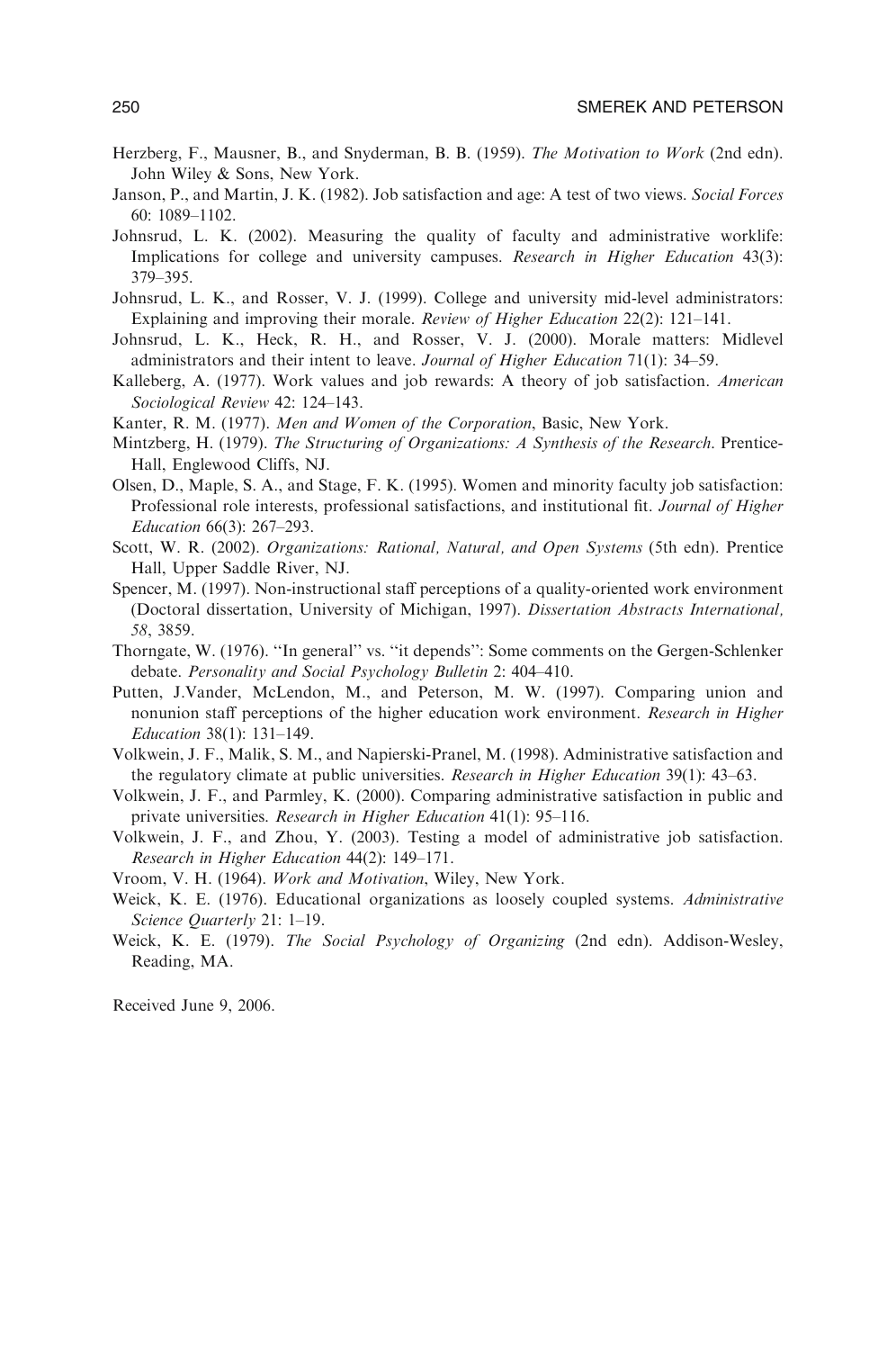Herzberg, F., Mausner, B., and Snyderman, B. B. (1959). *The Motivation to Work* (2nd edn). John Wiley & Sons, New York.

Janson, P., and Martin, J. K. (1982). Job satisfaction and age: A test of two views. *Social Forces* 60: 1089–1102.

Johnsrud, L. K. (2002). Measuring the quality of faculty and administrative worklife: Implications for college and university campuses. *Research in Higher Education* 43(3): 379–395.

Johnsrud, L. K., and Rosser, V. J. (1999). College and university mid-level administrators: Explaining and improving their morale. *Review of Higher Education* 22(2): 121–141.

Johnsrud, L. K., Heck, R. H., and Rosser, V. J. (2000). Morale matters: Midlevel administrators and their intent to leave. *Journal of Higher Education* 71(1): 34–59.

Kalleberg, A. (1977). Work values and job rewards: A theory of job satisfaction. *American Sociological Review* 42: 124–143.

Kanter, R. M. (1977). *Men and Women of the Corporation*, Basic, New York.

Mintzberg, H. (1979). *The Structuring of Organizations: A Synthesis of the Research*. Prentice-Hall, Englewood Cliffs, NJ.

Olsen, D., Maple, S. A., and Stage, F. K. (1995). Women and minority faculty job satisfaction: Professional role interests, professional satisfactions, and institutional fit. *Journal of Higher Education* 66(3): 267–293.

Scott, W. R. (2002). *Organizations: Rational, Natural, and Open Systems* (5th edn). Prentice Hall, Upper Saddle River, NJ.

Spencer, M. (1997). Non-instructional staff perceptions of a quality-oriented work environment (Doctoral dissertation, University of Michigan, 1997). *Dissertation Abstracts International, 58*, 3859.

Thorngate, W. (1976). "In general" vs. "it depends": Some comments on the Gergen-Schlenker debate. *Personality and Social Psychology Bulletin* 2: 404–410.

Putten, J.Vander, McLendon, M., and Peterson, M. W. (1997). Comparing union and nonunion staff perceptions of the higher education work environment. *Research in Higher Education* 38(1): 131–149.

Volkwein, J. F., Malik, S. M., and Napierski-Pranel, M. (1998). Administrative satisfaction and the regulatory climate at public universities. *Research in Higher Education* 39(1): 43–63.

Volkwein, J. F., and Parmley, K. (2000). Comparing administrative satisfaction in public and private universities. *Research in Higher Education* 41(1): 95–116.

Volkwein, J. F., and Zhou, Y. (2003). Testing a model of administrative job satisfaction. *Research in Higher Education* 44(2): 149–171.

Vroom, V. H. (1964). *Work and Motivation*, Wiley, New York.

Weick, K. E. (1976). Educational organizations as loosely coupled systems. *Administrative Science Quarterly* 21: 1–19.

Weick, K. E. (1979). *The Social Psychology of Organizing* (2nd edn). Addison-Wesley, Reading, MA.

Received June 9, 2006.